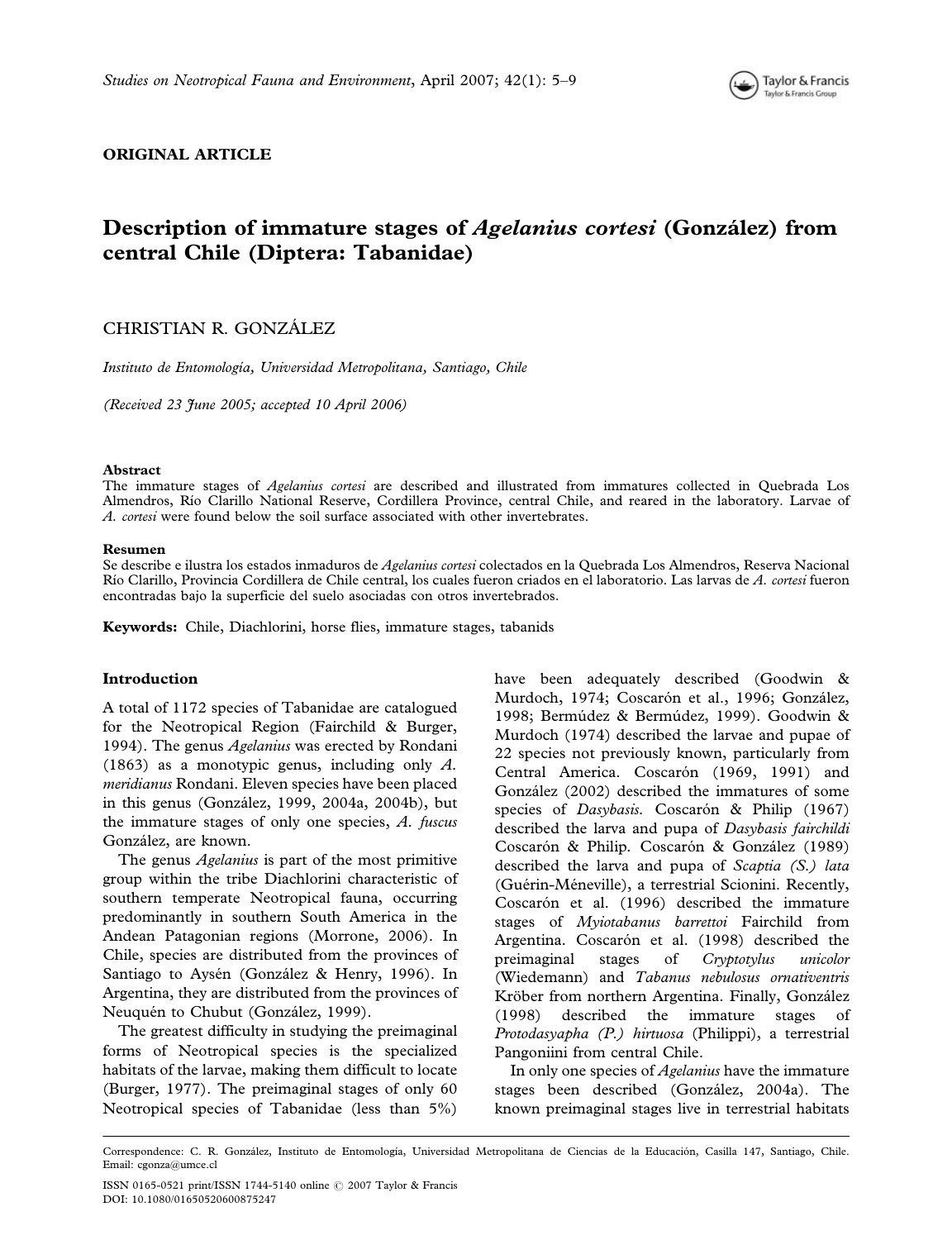ORIGINAL ARTICLE

# Description of immature stages of *Agelanius cortesi* (González) from central Chile (Diptera: Tabanidae)

CHRISTIAN R. GONZÁLEZ

*Instituto de Entomología, Universidad Metropolitana, Santiago, Chile*

*(Received 23 June 2005; accepted 10 April 2006)*

### Abstract

The immature stages of *Agelanius cortesi* are described and illustrated from immatures collected in Quebrada Los Almendros, Río Clarillo National Reserve, Cordillera Province, central Chile, and reared in the laboratory. Larvae of *A. cortesi* were found below the soil surface associated with other invertebrates.

### Resumen

Se describe e ilustra los estados inmaduros de *Agelanius cortesi* colectados en la Quebrada Los Almendros, Reserva Nacional Río Clarillo, Provincia Cordillera de Chile central, los cuales fueron criados en el laboratorio. Las larvas de *A. cortesi* fueron encontradas bajo la superficie del suelo asociadas con otros invertebrados.

**Keywords:** Chile, Diachlorini, horse flies, immature stages, tabanids

## Introduction

A total of 1172 species of Tabanidae are catalogued for the Neotropical Region (Fairchild & Burger, 1994). The genus *Agelanius* was erected by Rondani (1863) as a monotypic genus, including only *A. meridianus* Rondani. Eleven species have been placed in this genus (González, 1999, 2004a, 2004b), but the immature stages of only one species, *A. fuscus* González, are known.

The genus *Agelanius* is part of the most primitive group within the tribe Diachlorini characteristic of southern temperate Neotropical fauna, occurring predominantly in southern South America in the Andean Patagonian regions (Morrone, 2006). In Chile, species are distributed from the provinces of Santiago to Aysén (González & Henry, 1996). In Argentina, they are distributed from the provinces of Neuquén to Chubut (González, 1999).

The greatest difficulty in studying the preimaginal forms of Neotropical species is the specialized habitats of the larvae, making them difficult to locate (Burger, 1977). The preimaginal stages of only 60 Neotropical species of Tabanidae (less than 5%) have been adequately described (Goodwin & Murdoch, 1974; Coscarón et al., 1996; González, 1998; Bermúdez & Bermúdez, 1999). Goodwin & Murdoch (1974) described the larvae and pupae of 22 species not previously known, particularly from Central America. Coscarón (1969, 1991) and González (2002) described the immatures of some species of *Dasybasis*. Coscarón & Philip (1967) described the larva and pupa of *Dasybasis fairchildi* Coscarón & Philip. Coscarón & González (1989) described the larva and pupa of *Scaptia (S.) lata* (Guérin-Méneville), a terrestrial Scionini. Recently, Coscarón et al. (1996) described the immature stages of *Myiotabanus barrettoi* Fairchild from Argentina. Coscarón et al. (1998) described the preimaginal stages of *Cryptotylus unicolor* (Wiedemann) and *Tabanus nebulosus ornativentris* Kröber from northern Argentina. Finally, González (1998) described the immature stages of *Protodasyapha (P.) hirtuosa* (Philippi), a terrestrial Pangoniini from central Chile.

In only one species of *Agelanius* have the immature stages been described (González, 2004a). The known preimaginal stages live in terrestrial habitats

Correspondence: C. R. González, Instituto de Entomología, Universidad Metropolitana de Ciencias de la Educación, Casilla 147, Santiago, Chile. Email: cgonza@umce.cl

ISSN 0165-0521 print/ISSN 1744-5140 online © 2007 Taylor & Francis
DOI: 10.1080/01650520600875247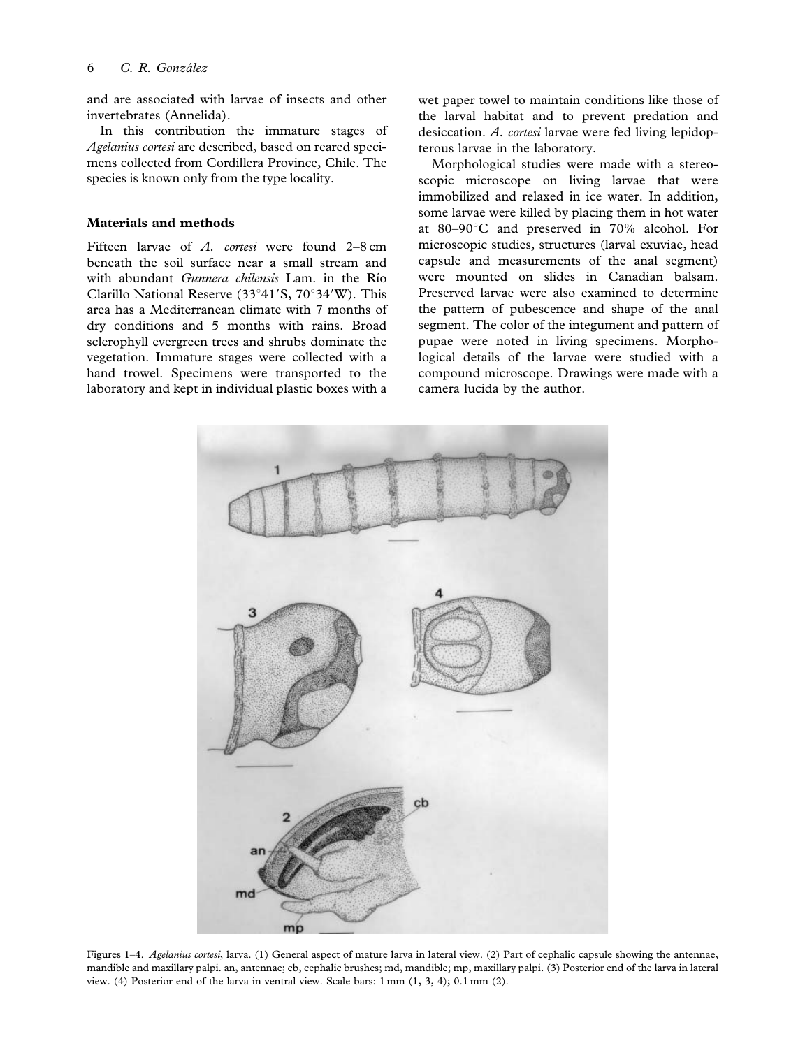and are associated with larvae of insects and other invertebrates (Annelida).

In this contribution the immature stages of *Agelanius cortesi* are described, based on reared specimens collected from Cordillera Province, Chile. The species is known only from the type locality.

## Materials and methods

Fifteen larvae of *A. cortesi* were found 2–8 cm beneath the soil surface near a small stream and with abundant *Gunnera chilensis* Lam. in the Río Clarillo National Reserve (33°41′S, 70°34′W). This area has a Mediterranean climate with 7 months of dry conditions and 5 months with rains. Broad sclerophyll evergreen trees and shrubs dominate the vegetation. Immature stages were collected with a hand trowel. Specimens were transported to the laboratory and kept in individual plastic boxes with a wet paper towel to maintain conditions like those of the larval habitat and to prevent predation and desiccation. *A. cortesi* larvae were fed living lepidopterous larvae in the laboratory.

Morphological studies were made with a stereoscopic microscope on living larvae that were immobilized and relaxed in ice water. In addition, some larvae were killed by placing them in hot water at 80–90°C and preserved in 70% alcohol. For microscopic studies, structures (larval exuviae, head capsule and measurements of the anal segment) were mounted on slides in Canadian balsam. Preserved larvae were also examined to determine the pattern of pubescence and shape of the anal segment. The color of the integument and pattern of pupae were noted in living specimens. Morphological details of the larvae were studied with a compound microscope. Drawings were made with a camera lucida by the author.

Figures 1–4. *Agelanius cortesi*, larva. (1) General aspect of mature larva in lateral view. (2) Part of cephalic capsule showing the antennae, mandible and maxillary palpi. an, antennae; cb, cephalic brushes; md, mandible; mp, maxillary palpi. (3) Posterior end of the larva in lateral view. (4) Posterior end of the larva in ventral view. Scale bars: 1 mm (1, 3, 4); 0.1 mm (2).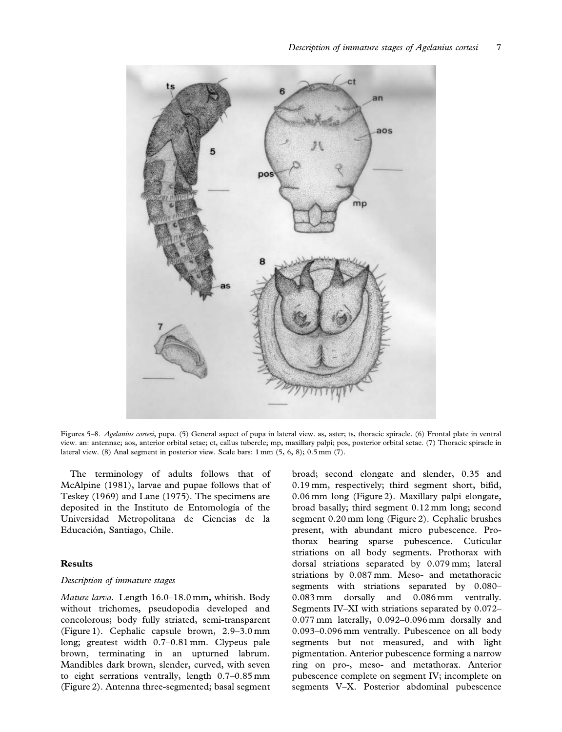Figures 5–8. *Agelanius cortesi*, pupa. (5) General aspect of pupa in lateral view. as, aster; ts, thoracic spiracle. (6) Frontal plate in ventral view. an: antennae; aos, anterior orbital setae; ct, callus tubercle; mp, maxillary palpi; pos, posterior orbital setae. (7) Thoracic spiracle in lateral view. (8) Anal segment in posterior view. Scale bars: 1 mm (5, 6, 8); 0.5 mm (7).

The terminology of adults follows that of McAlpine (1981), larvae and pupae follows that of Teskey (1969) and Lane (1975). The specimens are deposited in the Instituto de Entomología of the Universidad Metropolitana de Ciencias de la Educación, Santiago, Chile.

## Results

### *Description of immature stages*

*Mature larva.* Length 16.0–18.0 mm, whitish. Body without trichomes, pseudopodia developed and concolorous; body fully striated, semi-transparent (Figure 1). Cephalic capsule brown, 2.9–3.0 mm long; greatest width 0.7–0.81 mm. Clypeus pale brown, terminating in an upturned labrum. Mandibles dark brown, slender, curved, with seven to eight serrations ventrally, length 0.7–0.85 mm (Figure 2). Antenna three-segmented; basal segment broad; second elongate and slender, 0.35 and 0.19 mm, respectively; third segment short, bifid, 0.06 mm long (Figure 2). Maxillary palpi elongate, broad basally; third segment 0.12 mm long; second segment 0.20 mm long (Figure 2). Cephalic brushes present, with abundant micro pubescence. Prothorax bearing sparse pubescence. Cuticular striations on all body segments. Prothorax with dorsal striations separated by 0.079 mm; lateral striations by 0.087 mm. Meso- and metathoracic segments with striations separated by 0.080–0.083 mm dorsally and 0.086 mm ventrally. Segments IV–XI with striations separated by 0.072–0.077 mm laterally, 0.092–0.096 mm dorsally and 0.093–0.096 mm ventrally. Pubescence on all body segments but not measured, and with light pigmentation. Anterior pubescence forming a narrow ring on pro-, meso- and metathorax. Anterior pubescence complete on segment IV; incomplete on segments V–X. Posterior abdominal pubescence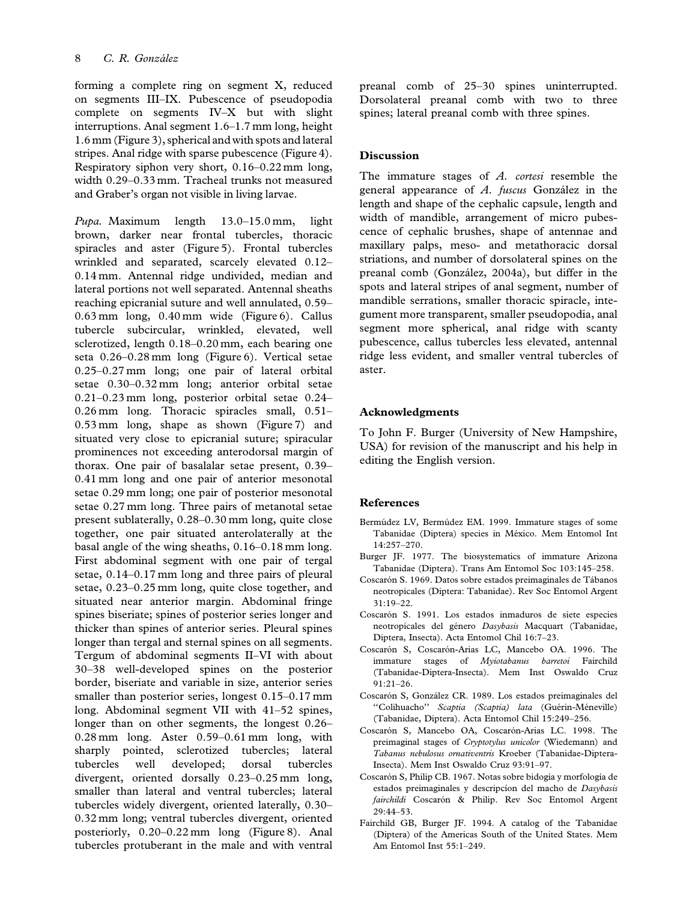forming a complete ring on segment X, reduced on segments III–IX. Pubescence of pseudopodia complete on segments IV–X but with slight interruptions. Anal segment 1.6–1.7 mm long, height 1.6 mm (Figure 3), spherical and with spots and lateral stripes. Anal ridge with sparse pubescence (Figure 4). Respiratory siphon very short, 0.16–0.22 mm long, width 0.29–0.33 mm. Tracheal trunks not measured and Graber's organ not visible in living larvae.

*Pupa.* Maximum length 13.0–15.0 mm, light brown, darker near frontal tubercles, thoracic spiracles and aster (Figure 5). Frontal tubercles wrinkled and separated, scarcely elevated 0.12–0.14 mm. Antennal ridge undivided, median and lateral portions not well separated. Antennal sheaths reaching epicranial suture and well annulated, 0.59–0.63 mm long, 0.40 mm wide (Figure 6). Callus tubercle subcircular, wrinkled, elevated, well sclerotized, length 0.18–0.20 mm, each bearing one seta 0.26–0.28 mm long (Figure 6). Vertical setae 0.25–0.27 mm long; one pair of lateral orbital setae 0.30–0.32 mm long; anterior orbital setae 0.21–0.23 mm long, posterior orbital setae 0.24–0.26 mm long. Thoracic spiracles small, 0.51–0.53 mm long, shape as shown (Figure 7) and situated very close to epicranial suture; spiracular prominences not exceeding anterodorsal margin of thorax. One pair of basalalar setae present, 0.39–0.41 mm long and one pair of anterior mesonotal setae 0.29 mm long; one pair of posterior mesonotal setae 0.27 mm long. Three pairs of metanotal setae present sublaterally, 0.28–0.30 mm long, quite close together, one pair situated anterolaterally at the basal angle of the wing sheaths, 0.16–0.18 mm long. First abdominal segment with one pair of tergal setae, 0.14–0.17 mm long and three pairs of pleural setae, 0.23–0.25 mm long, quite close together, and situated near anterior margin. Abdominal fringe spines biseriate; spines of posterior series longer and thicker than spines of anterior series. Pleural spines longer than tergal and sternal spines on all segments. Tergum of abdominal segments II–VI with about 30–38 well-developed spines on the posterior border, biseriate and variable in size, anterior series smaller than posterior series, longest 0.15–0.17 mm long. Abdominal segment VII with 41–52 spines, longer than on other segments, the longest 0.26–0.28 mm long. Aster 0.59–0.61 mm long, with sharply pointed, sclerotized tubercles; lateral tubercles well developed; dorsal tubercles divergent, oriented dorsally 0.23–0.25 mm long, smaller than lateral and ventral tubercles; lateral tubercles widely divergent, oriented laterally, 0.30–0.32 mm long; ventral tubercles divergent, oriented posteriorly, 0.20–0.22 mm long (Figure 8). Anal tubercles protuberant in the male and with ventral preanal comb of 25–30 spines uninterrupted. Dorsolateral preanal comb with two to three spines; lateral preanal comb with three spines.

## Discussion

The immature stages of *A. cortesi* resemble the general appearance of *A. fuscus* González in the length and shape of the cephalic capsule, length and width of mandible, arrangement of micro pubescence of cephalic brushes, shape of antennae and maxillary palps, meso- and metathoracic dorsal striations, and number of dorsolateral spines on the preanal comb (González, 2004a), but differ in the spots and lateral stripes of anal segment, number of mandible serrations, smaller thoracic spiracle, integument more transparent, smaller pseudopodia, anal segment more spherical, anal ridge with scanty pubescence, callus tubercles less elevated, antennal ridge less evident, and smaller ventral tubercles of aster.

## Acknowledgments

To John F. Burger (University of New Hampshire, USA) for revision of the manuscript and his help in editing the English version.

## References

Bermúdez LV, Bermúdez EM. 1999. Immature stages of some Tabanidae (Diptera) species in México. Mem Entomol Int 14:257–270.

Burger JF. 1977. The biosystematics of immature Arizona Tabanidae (Diptera). Trans Am Entomol Soc 103:145–258.

Coscarón S. 1969. Datos sobre estados preimaginales de Tábanos neotropicales (Diptera: Tabanidae). Rev Soc Entomol Argent 31:19–22.

Coscarón S. 1991. Los estados inmaduros de siete especies neotropicales del género *Dasybasis* Macquart (Tabanidae, Diptera, Insecta). Acta Entomol Chil 16:7–23.

Coscarón S, Coscarón-Arias LC, Mancebo OA. 1996. The immature stages of *Myiotabanus barretoi* Fairchild (Tabanidae-Diptera-Insecta). Mem Inst Oswaldo Cruz 91:21–26.

Coscarón S, González CR. 1989. Los estados preimaginales del "Colihuacho" *Scaptia (Scaptia) lata* (Guérin-Méneville) (Tabanidae, Diptera). Acta Entomol Chil 15:249–256.

Coscarón S, Mancebo OA, Coscarón-Arias LC. 1998. The preimaginal stages of *Cryptotylus unicolor* (Wiedemann) and *Tabanus nebulosus ornativentris* Kroeber (Tabanidae-Diptera-Insecta). Mem Inst Oswaldo Cruz 93:91–97.

Coscarón S, Philip CB. 1967. Notas sobre bidogía y morfología de estados preimaginales y descripcíon del macho de *Dasybasis fairchildi* Coscarón & Philip. Rev Soc Entomol Argent 29:44–53.

Fairchild GB, Burger JF. 1994. A catalog of the Tabanidae (Diptera) of the Americas South of the United States. Mem Am Entomol Inst 55:1–249.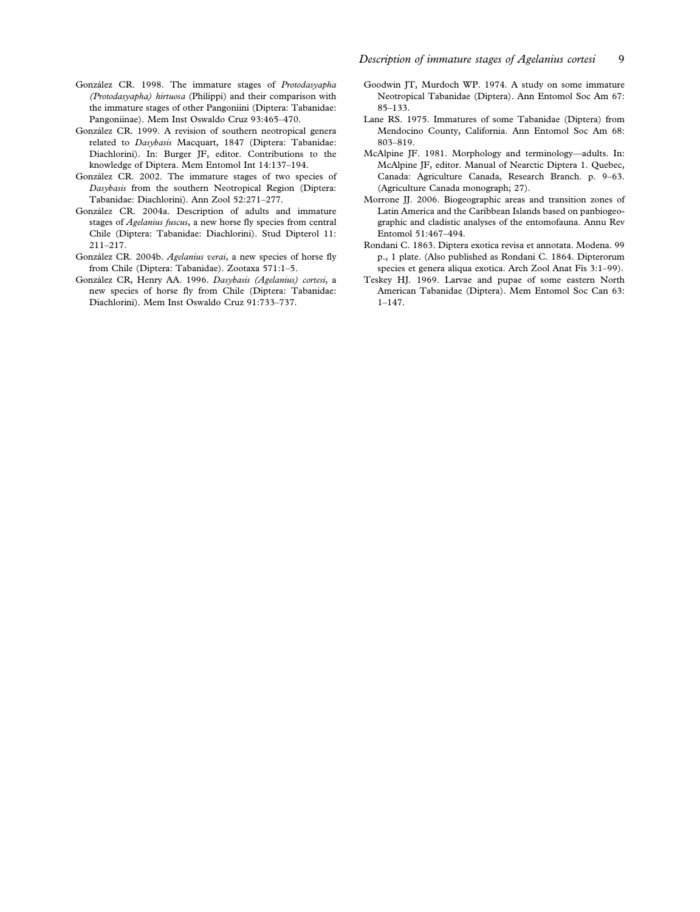González CR. 1998. The immature stages of *Protodasyapha (Protodasyapha) hirtuosa* (Philippi) and their comparison with the immature stages of other Pangoniini (Diptera: Tabanidae: Pangoniinae). Mem Inst Oswaldo Cruz 93:465–470.

González CR. 1999. A revision of southern neotropical genera related to *Dasybasis* Macquart, 1847 (Diptera: Tabanidae: Diachlorini). In: Burger JF, editor. Contributions to the knowledge of Diptera. Mem Entomol Int 14:137–194.

González CR. 2002. The immature stages of two species of *Dasybasis* from the southern Neotropical Region (Diptera: Tabanidae: Diachlorini). Ann Zool 52:271–277.

González CR. 2004a. Description of adults and immature stages of *Agelanius fuscus*, a new horse fly species from central Chile (Diptera: Tabanidae: Diachlorini). Stud Dipterol 11: 211–217.

González CR. 2004b. *Agelanius verai*, a new species of horse fly from Chile (Diptera: Tabanidae). Zootaxa 571:1–5.

González CR, Henry AA. 1996. *Dasybasis (Agelanius) cortesi*, a new species of horse fly from Chile (Diptera: Tabanidae: Diachlorini). Mem Inst Oswaldo Cruz 91:733–737.

Goodwin JT, Murdoch WP. 1974. A study on some immature Neotropical Tabanidae (Diptera). Ann Entomol Soc Am 67: 85–133.

Lane RS. 1975. Immatures of some Tabanidae (Diptera) from Mendocino County, California. Ann Entomol Soc Am 68: 803–819.

McAlpine JF. 1981. Morphology and terminology—adults. In: McAlpine JF, editor. Manual of Nearctic Diptera 1. Quebec, Canada: Agriculture Canada, Research Branch. p. 9–63. (Agriculture Canada monograph; 27).

Morrone JJ. 2006. Biogeographic areas and transition zones of Latin America and the Caribbean Islands based on panbiogeographic and cladistic analyses of the entomofauna. Annu Rev Entomol 51:467–494.

Rondani C. 1863. Diptera exotica revisa et annotata. Modena. 99 p., 1 plate. (Also published as Rondani C. 1864. Dipterorum species et genera aliqua exotica. Arch Zool Anat Fis 3:1–99).

Teskey HJ. 1969. Larvae and pupae of some eastern North American Tabanidae (Diptera). Mem Entomol Soc Can 63: 1–147.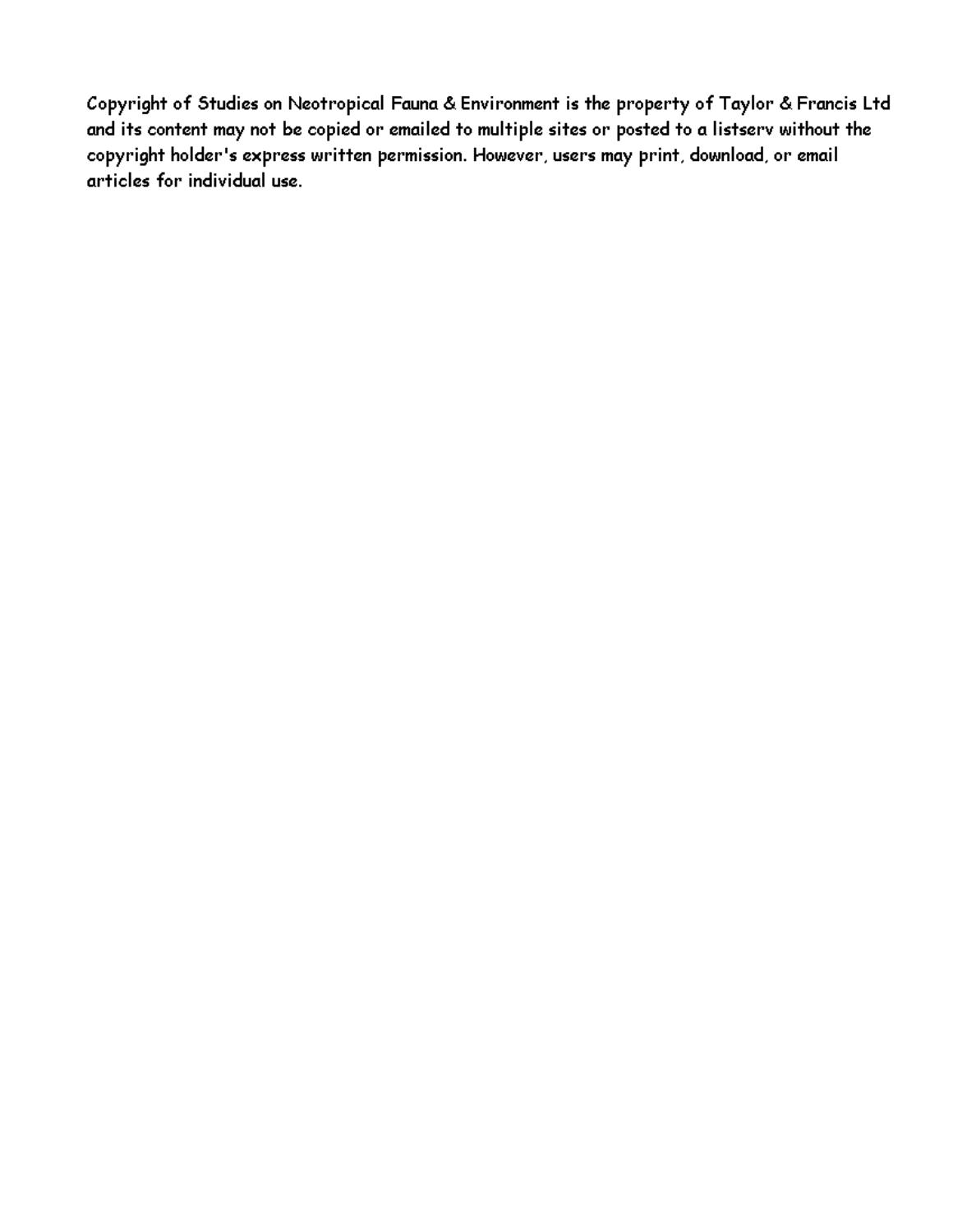Copyright of Studies on Neotropical Fauna & Environment is the property of Taylor & Francis Ltd and its content may not be copied or emailed to multiple sites or posted to a listserv without the copyright holder's express written permission. However, users may print, download, or email articles for individual use.